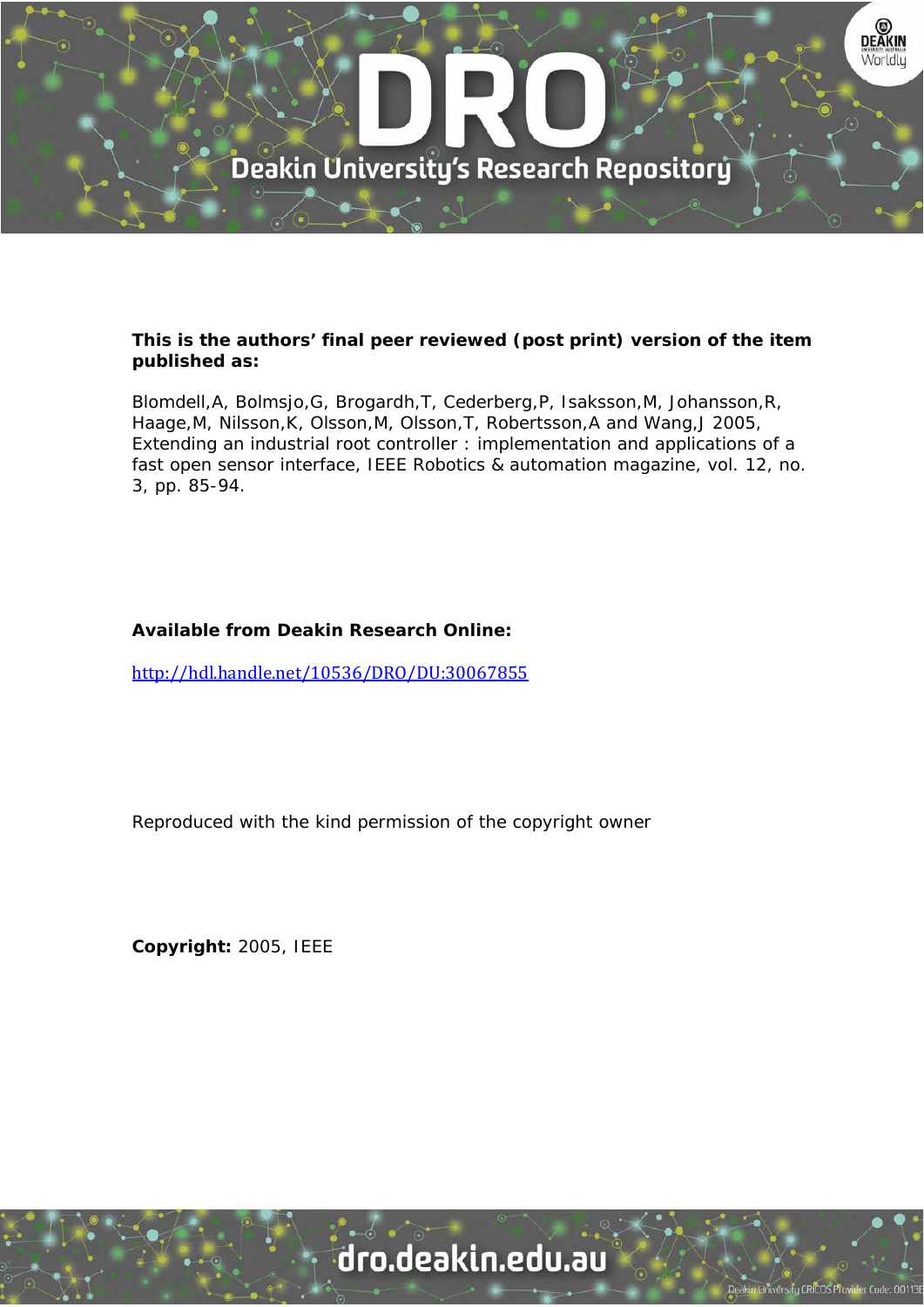**This is the authors' final peer reviewed (post print) version of the item published as:**

Blomdell,A, Bolmsjo,G, Brogardh,T, Cederberg,P, Isaksson,M, Johansson,R, Haage,M, Nilsson,K, Olsson,M, Olsson,T, Robertsson,A and Wang,J 2005, Extending an industrial root controller : implementation and applications of a fast open sensor interface, IEEE Robotics & automation magazine, vol. 12, no. 3, pp. 85-94.

**Available from Deakin Research Online:**

http://hdl.handle.net/10536/DRO/DU:30067855

Reproduced with the kind permission of the copyright owner

**Copyright:** 2005, IEEE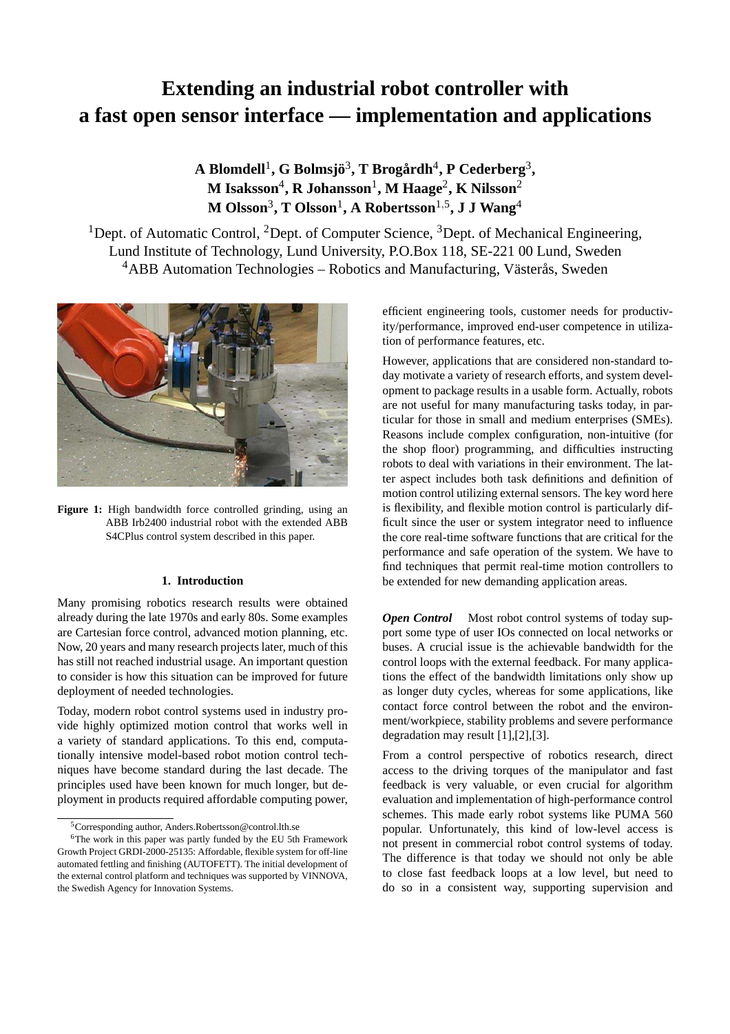# Extending an industrial robot controller with a fast open sensor interface — implementation and applications

**A Blomdell[1], G Bolmsjö[3], T Brogårdh[4], P Cederberg[3], M Isaksson[4], R Johansson[1], M Haage[2], K Nilsson[2] M Olsson[3], T Olsson[1], A Robertsson[1,5], J J Wang[4]**

[1]Dept. of Automatic Control, [2]Dept. of Computer Science, [3]Dept. of Mechanical Engineering, Lund Institute of Technology, Lund University, P.O.Box 118, SE-221 00 Lund, Sweden
[4]ABB Automation Technologies – Robotics and Manufacturing, Västerås, Sweden

**Figure 1:** High bandwidth force controlled grinding, using an ABB Irb2400 industrial robot with the extended ABB S4CPlus control system described in this paper.

## 1. Introduction

Many promising robotics research results were obtained already during the late 1970s and early 80s. Some examples are Cartesian force control, advanced motion planning, etc. Now, 20 years and many research projects later, much of this has still not reached industrial usage. An important question to consider is how this situation can be improved for future deployment of needed technologies.

Today, modern robot control systems used in industry provide highly optimized motion control that works well in a variety of standard applications. To this end, computationally intensive model-based robot motion control techniques have become standard during the last decade. The principles used have been known for much longer, but deployment in products required affordable computing power, efficient engineering tools, customer needs for productivity/performance, improved end-user competence in utilization of performance features, etc.

However, applications that are considered non-standard today motivate a variety of research efforts, and system development to package results in a usable form. Actually, robots are not useful for many manufacturing tasks today, in particular for those in small and medium enterprises (SMEs). Reasons include complex configuration, non-intuitive (for the shop floor) programming, and difficulties instructing robots to deal with variations in their environment. The latter aspect includes both task definitions and definition of motion control utilizing external sensors. The key word here is flexibility, and flexible motion control is particularly difficult since the user or system integrator need to influence the core real-time software functions that are critical for the performance and safe operation of the system. We have to find techniques that permit real-time motion controllers to be extended for new demanding application areas.

***Open Control*** Most robot control systems of today support some type of user IOs connected on local networks or buses. A crucial issue is the achievable bandwidth for the control loops with the external feedback. For many applications the effect of the bandwidth limitations only show up as longer duty cycles, whereas for some applications, like contact force control between the robot and the environment/workpiece, stability problems and severe performance degradation may result [1],[2],[3].

From a control perspective of robotics research, direct access to the driving torques of the manipulator and fast feedback is very valuable, or even crucial for algorithm evaluation and implementation of high-performance control schemes. This made early robot systems like PUMA 560 popular. Unfortunately, this kind of low-level access is not present in commercial robot control systems of today. The difference is that today we should not only be able to close fast feedback loops at a low level, but need to do so in a consistent way, supporting supervision and

[5]Corresponding author, Anders.Robertsson@control.lth.se

[6]The work in this paper was partly funded by the EU 5th Framework Growth Project GRDI-2000-25135: Affordable, flexible system for off-line automated fettling and finishing (AUTOFETT). The initial development of the external control platform and techniques was supported by VINNOVA, the Swedish Agency for Innovation Systems.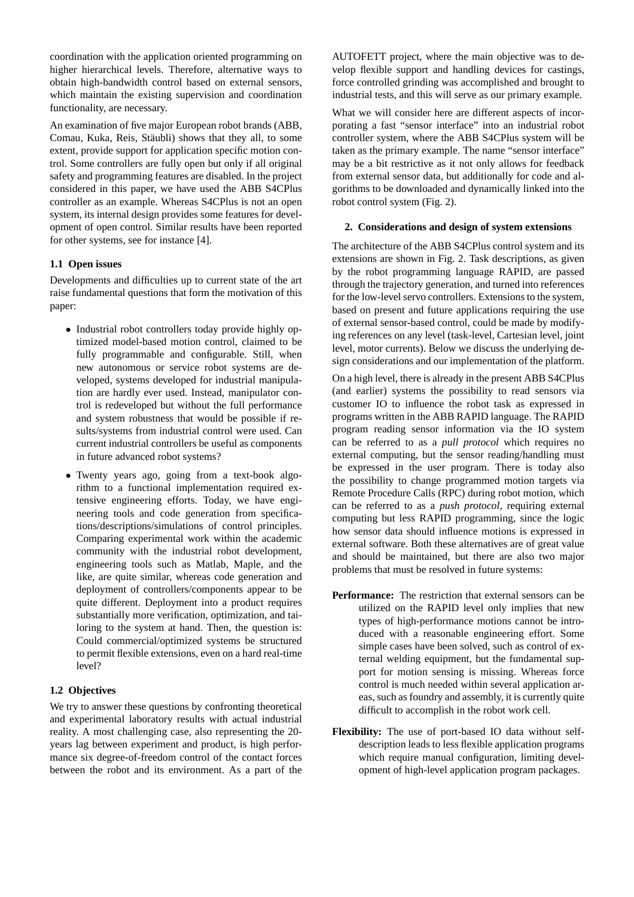coordination with the application oriented programming on higher hierarchical levels. Therefore, alternative ways to obtain high-bandwidth control based on external sensors, which maintain the existing supervision and coordination functionality, are necessary.

An examination of five major European robot brands (ABB, Comau, Kuka, Reis, Stäubli) shows that they all, to some extent, provide support for application specific motion control. Some controllers are fully open but only if all original safety and programming features are disabled. In the project considered in this paper, we have used the ABB S4CPlus controller as an example. Whereas S4CPlus is not an open system, its internal design provides some features for development of open control. Similar results have been reported for other systems, see for instance [4].

### 1.1 Open issues

Developments and difficulties up to current state of the art raise fundamental questions that form the motivation of this paper:

- Industrial robot controllers today provide highly optimized model-based motion control, claimed to be fully programmable and configurable. Still, when new autonomous or service robot systems are developed, systems developed for industrial manipulation are hardly ever used. Instead, manipulator control is redeveloped but without the full performance and system robustness that would be possible if results/systems from industrial control were used. Can current industrial controllers be useful as components in future advanced robot systems?
- Twenty years ago, going from a text-book algorithm to a functional implementation required extensive engineering efforts. Today, we have engineering tools and code generation from specifications/descriptions/simulations of control principles. Comparing experimental work within the academic community with the industrial robot development, engineering tools such as Matlab, Maple, and the like, are quite similar, whereas code generation and deployment of controllers/components appear to be quite different. Deployment into a product requires substantially more verification, optimization, and tailoring to the system at hand. Then, the question is: Could commercial/optimized systems be structured to permit flexible extensions, even on a hard real-time level?

### 1.2 Objectives

We try to answer these questions by confronting theoretical and experimental laboratory results with actual industrial reality. A most challenging case, also representing the 20-years lag between experiment and product, is high performance six degree-of-freedom control of the contact forces between the robot and its environment. As a part of the AUTOFETT project, where the main objective was to develop flexible support and handling devices for castings, force controlled grinding was accomplished and brought to industrial tests, and this will serve as our primary example.

What we will consider here are different aspects of incorporating a fast "sensor interface" into an industrial robot controller system, where the ABB S4CPlus system will be taken as the primary example. The name "sensor interface" may be a bit restrictive as it not only allows for feedback from external sensor data, but additionally for code and algorithms to be downloaded and dynamically linked into the robot control system (Fig. 2).

## 2. Considerations and design of system extensions

The architecture of the ABB S4CPlus control system and its extensions are shown in Fig. 2. Task descriptions, as given by the robot programming language RAPID, are passed through the trajectory generation, and turned into references for the low-level servo controllers. Extensions to the system, based on present and future applications requiring the use of external sensor-based control, could be made by modifying references on any level (task-level, Cartesian level, joint level, motor currents). Below we discuss the underlying design considerations and our implementation of the platform.

On a high level, there is already in the present ABB S4CPlus (and earlier) systems the possibility to read sensors via customer IO to influence the robot task as expressed in programs written in the ABB RAPID language. The RAPID program reading sensor information via the IO system can be referred to as a *pull protocol* which requires no external computing, but the sensor reading/handling must be expressed in the user program. There is today also the possibility to change programmed motion targets via Remote Procedure Calls (RPC) during robot motion, which can be referred to as a *push protocol*, requiring external computing but less RAPID programming, since the logic how sensor data should influence motions is expressed in external software. Both these alternatives are of great value and should be maintained, but there are also two major problems that must be resolved in future systems:

**Performance:** The restriction that external sensors can be utilized on the RAPID level only implies that new types of high-performance motions cannot be introduced with a reasonable engineering effort. Some simple cases have been solved, such as control of external welding equipment, but the fundamental support for motion sensing is missing. Whereas force control is much needed within several application areas, such as foundry and assembly, it is currently quite difficult to accomplish in the robot work cell.

**Flexibility:** The use of port-based IO data without self-description leads to less flexible application programs which require manual configuration, limiting development of high-level application program packages.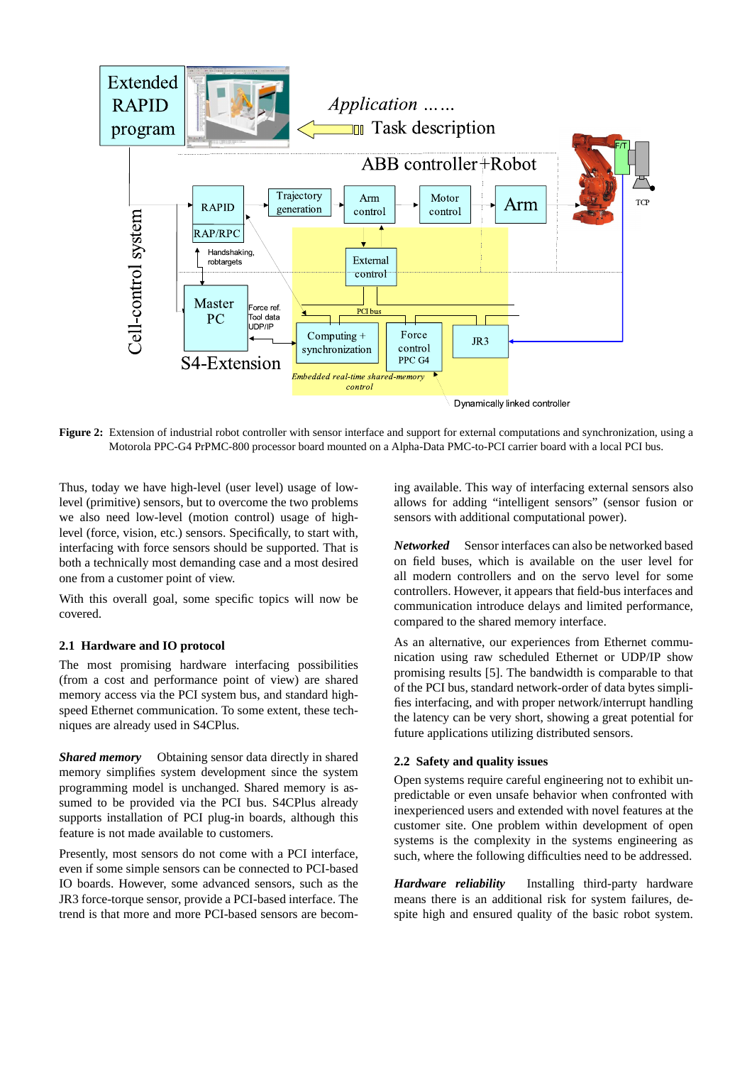**Figure 2:** Extension of industrial robot controller with sensor interface and support for external computations and synchronization, using a Motorola PPC-G4 PrPMC-800 processor board mounted on a Alpha-Data PMC-to-PCI carrier board with a local PCI bus.

Thus, today we have high-level (user level) usage of low-level (primitive) sensors, but to overcome the two problems we also need low-level (motion control) usage of high-level (force, vision, etc.) sensors. Specifically, to start with, interfacing with force sensors should be supported. That is both a technically most demanding case and a most desired one from a customer point of view.

With this overall goal, some specific topics will now be covered.

### 2.1 Hardware and IO protocol

The most promising hardware interfacing possibilities (from a cost and performance point of view) are shared memory access via the PCI system bus, and standard high-speed Ethernet communication. To some extent, these techniques are already used in S4CPlus.

***Shared memory*** Obtaining sensor data directly in shared memory simplifies system development since the system programming model is unchanged. Shared memory is assumed to be provided via the PCI bus. S4CPlus already supports installation of PCI plug-in boards, although this feature is not made available to customers.

Presently, most sensors do not come with a PCI interface, even if some simple sensors can be connected to PCI-based IO boards. However, some advanced sensors, such as the JR3 force-torque sensor, provide a PCI-based interface. The trend is that more and more PCI-based sensors are becoming available. This way of interfacing external sensors also allows for adding "intelligent sensors" (sensor fusion or sensors with additional computational power).

***Networked*** Sensor interfaces can also be networked based on field buses, which is available on the user level for all modern controllers and on the servo level for some controllers. However, it appears that field-bus interfaces and communication introduce delays and limited performance, compared to the shared memory interface.

As an alternative, our experiences from Ethernet communication using raw scheduled Ethernet or UDP/IP show promising results [5]. The bandwidth is comparable to that of the PCI bus, standard network-order of data bytes simplifies interfacing, and with proper network/interrupt handling the latency can be very short, showing a great potential for future applications utilizing distributed sensors.

### 2.2 Safety and quality issues

Open systems require careful engineering not to exhibit unpredictable or even unsafe behavior when confronted with inexperienced users and extended with novel features at the customer site. One problem within development of open systems is the complexity in the systems engineering as such, where the following difficulties need to be addressed.

***Hardware reliability*** Installing third-party hardware means there is an additional risk for system failures, despite high and ensured quality of the basic robot system.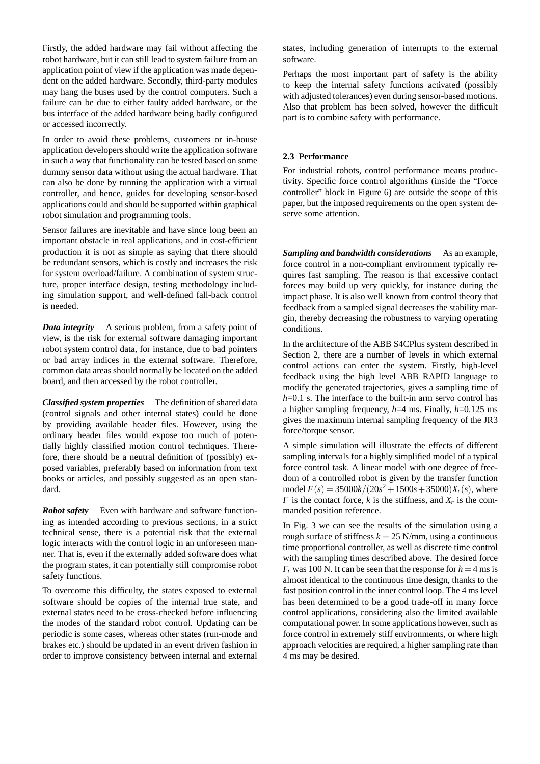Firstly, the added hardware may fail without affecting the robot hardware, but it can still lead to system failure from an application point of view if the application was made dependent on the added hardware. Secondly, third-party modules may hang the buses used by the control computers. Such a failure can be due to either faulty added hardware, or the bus interface of the added hardware being badly configured or accessed incorrectly.

In order to avoid these problems, customers or in-house application developers should write the application software in such a way that functionality can be tested based on some dummy sensor data without using the actual hardware. That can also be done by running the application with a virtual controller, and hence, guides for developing sensor-based applications could and should be supported within graphical robot simulation and programming tools.

Sensor failures are inevitable and have since long been an important obstacle in real applications, and in cost-efficient production it is not as simple as saying that there should be redundant sensors, which is costly and increases the risk for system overload/failure. A combination of system structure, proper interface design, testing methodology including simulation support, and well-defined fall-back control is needed.

***Data integrity*** A serious problem, from a safety point of view, is the risk for external software damaging important robot system control data, for instance, due to bad pointers or bad array indices in the external software. Therefore, common data areas should normally be located on the added board, and then accessed by the robot controller.

***Classified system properties*** The definition of shared data (control signals and other internal states) could be done by providing available header files. However, using the ordinary header files would expose too much of potentially highly classified motion control techniques. Therefore, there should be a neutral definition of (possibly) exposed variables, preferably based on information from text books or articles, and possibly suggested as an open standard.

***Robot safety*** Even with hardware and software functioning as intended according to previous sections, in a strict technical sense, there is a potential risk that the external logic interacts with the control logic in an unforeseen manner. That is, even if the externally added software does what the program states, it can potentially still compromise robot safety functions.

To overcome this difficulty, the states exposed to external software should be copies of the internal true state, and external states need to be cross-checked before influencing the modes of the standard robot control. Updating can be periodic is some cases, whereas other states (run-mode and brakes etc.) should be updated in an event driven fashion in order to improve consistency between internal and external states, including generation of interrupts to the external software.

Perhaps the most important part of safety is the ability to keep the internal safety functions activated (possibly with adjusted tolerances) even during sensor-based motions. Also that problem has been solved, however the difficult part is to combine safety with performance.

### 2.3 Performance

For industrial robots, control performance means productivity. Specific force control algorithms (inside the "Force controller" block in Figure 6) are outside the scope of this paper, but the imposed requirements on the open system deserve some attention.

***Sampling and bandwidth considerations*** As an example, force control in a non-compliant environment typically requires fast sampling. The reason is that excessive contact forces may build up very quickly, for instance during the impact phase. It is also well known from control theory that feedback from a sampled signal decreases the stability margin, thereby decreasing the robustness to varying operating conditions.

In the architecture of the ABB S4CPlus system described in Section 2, there are a number of levels in which external control actions can enter the system. Firstly, high-level feedback using the high level ABB RAPID language to modify the generated trajectories, gives a sampling time of $h$=0.1 s. The interface to the built-in arm servo control has a higher sampling frequency, $h$=4 ms. Finally, $h$=0.125 ms gives the maximum internal sampling frequency of the JR3 force/torque sensor.

A simple simulation will illustrate the effects of different sampling intervals for a highly simplified model of a typical force control task. A linear model with one degree of freedom of a controlled robot is given by the transfer function model $F(s) = 35000k/(20s^2 + 1500s + 35000)X_r(s)$, where $F$ is the contact force, $k$ is the stiffness, and $X_r$ is the commanded position reference.

In Fig. 3 we can see the results of the simulation using a rough surface of stiffness $k = 25$ N/mm, using a continuous time proportional controller, as well as discrete time control with the sampling times described above. The desired force $F_r$ was 100 N. It can be seen that the response for $h = 4$ ms is almost identical to the continuous time design, thanks to the fast position control in the inner control loop. The 4 ms level has been determined to be a good trade-off in many force control applications, considering also the limited available computational power. In some applications however, such as force control in extremely stiff environments, or where high approach velocities are required, a higher sampling rate than 4 ms may be desired.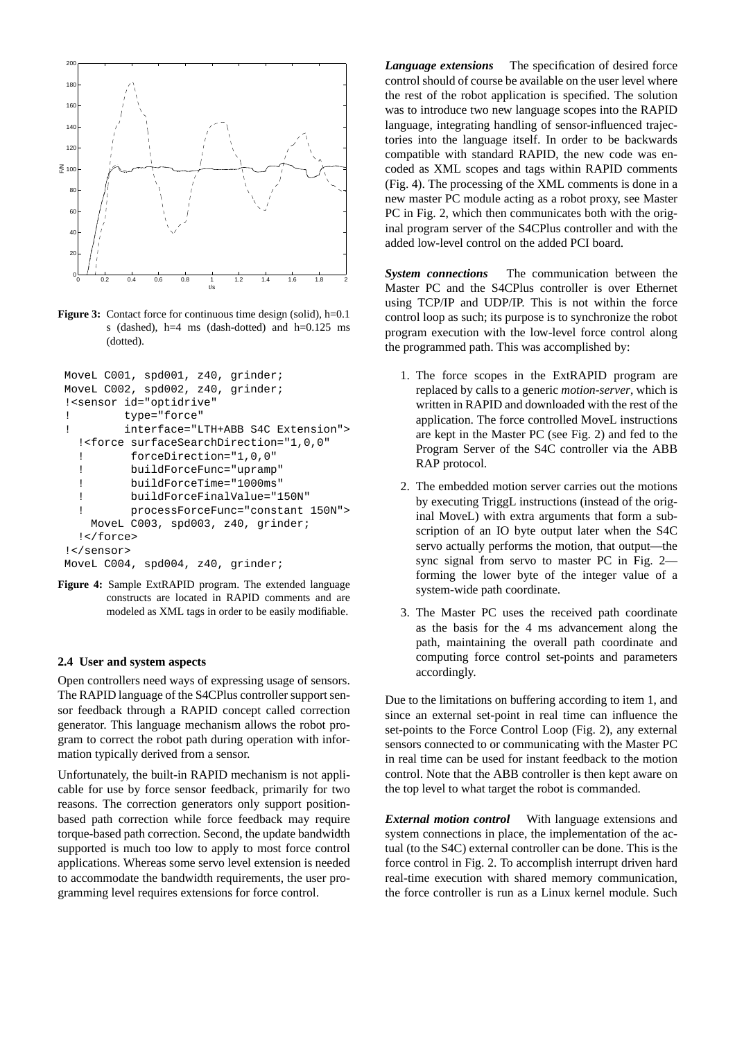**Figure 3:** Contact force for continuous time design (solid), h=0.1 s (dashed), h=4 ms (dash-dotted) and h=0.125 ms (dotted).

```
MoveL C001, spd001, z40, grinder;
MoveL C002, spd002, z40, grinder;
!<sensor id="optidrive"
!        type="force"
!        interface="LTH+ABB S4C Extension">
  !<force surfaceSearchDirection="1,0,0"
  !       forceDirection="1,0,0"
  !       buildForceFunc="upramp"
  !       buildForceTime="1000ms"
  !       buildForceFinalValue="150N"
  !       processForceFunc="constant 150N">
    MoveL C003, spd003, z40, grinder;
  !</force>
!</sensor>
MoveL C004, spd004, z40, grinder;
```

**Figure 4:** Sample ExtRAPID program. The extended language constructs are located in RAPID comments and are modeled as XML tags in order to be easily modifiable.

### 2.4 User and system aspects

Open controllers need ways of expressing usage of sensors. The RAPID language of the S4CPlus controller support sensor feedback through a RAPID concept called correction generator. This language mechanism allows the robot program to correct the robot path during operation with information typically derived from a sensor.

Unfortunately, the built-in RAPID mechanism is not applicable for use by force sensor feedback, primarily for two reasons. The correction generators only support position-based path correction while force feedback may require torque-based path correction. Second, the update bandwidth supported is much too low to apply to most force control applications. Whereas some servo level extension is needed to accommodate the bandwidth requirements, the user programming level requires extensions for force control.

***Language extensions*** The specification of desired force control should of course be available on the user level where the rest of the robot application is specified. The solution was to introduce two new language scopes into the RAPID language, integrating handling of sensor-influenced trajectories into the language itself. In order to be backwards compatible with standard RAPID, the new code was encoded as XML scopes and tags within RAPID comments (Fig. 4). The processing of the XML comments is done in a new master PC module acting as a robot proxy, see Master PC in Fig. 2, which then communicates both with the original program server of the S4CPlus controller and with the added low-level control on the added PCI board.

***System connections*** The communication between the Master PC and the S4CPlus controller is over Ethernet using TCP/IP and UDP/IP. This is not within the force control loop as such; its purpose is to synchronize the robot program execution with the low-level force control along the programmed path. This was accomplished by:

1. The force scopes in the ExtRAPID program are replaced by calls to a generic *motion-server*, which is written in RAPID and downloaded with the rest of the application. The force controlled MoveL instructions are kept in the Master PC (see Fig. 2) and fed to the Program Server of the S4C controller via the ABB RAP protocol.
2. The embedded motion server carries out the motions by executing TriggL instructions (instead of the original MoveL) with extra arguments that form a subscription of an IO byte output later when the S4C servo actually performs the motion, that output—the sync signal from servo to master PC in Fig. 2—forming the lower byte of the integer value of a system-wide path coordinate.
3. The Master PC uses the received path coordinate as the basis for the 4 ms advancement along the path, maintaining the overall path coordinate and computing force control set-points and parameters accordingly.

Due to the limitations on buffering according to item 1, and since an external set-point in real time can influence the set-points to the Force Control Loop (Fig. 2), any external sensors connected to or communicating with the Master PC in real time can be used for instant feedback to the motion control. Note that the ABB controller is then kept aware on the top level to what target the robot is commanded.

***External motion control*** With language extensions and system connections in place, the implementation of the actual (to the S4C) external controller can be done. This is the force control in Fig. 2. To accomplish interrupt driven hard real-time execution with shared memory communication, the force controller is run as a Linux kernel module. Such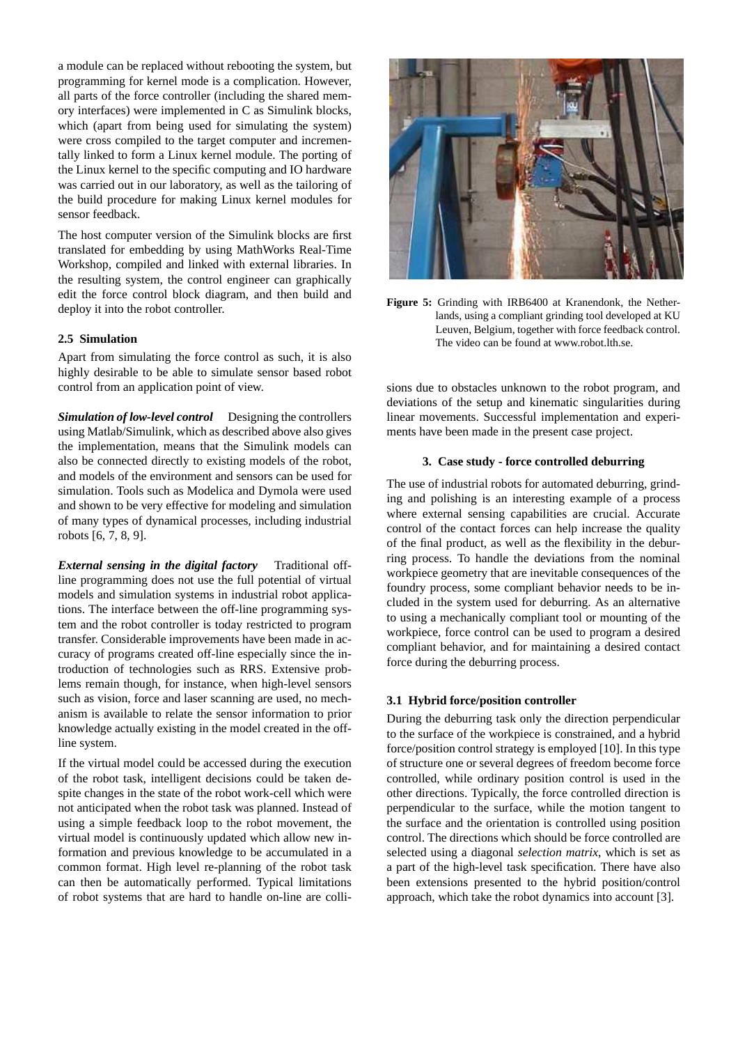a module can be replaced without rebooting the system, but programming for kernel mode is a complication. However, all parts of the force controller (including the shared memory interfaces) were implemented in C as Simulink blocks, which (apart from being used for simulating the system) were cross compiled to the target computer and incrementally linked to form a Linux kernel module. The porting of the Linux kernel to the specific computing and IO hardware was carried out in our laboratory, as well as the tailoring of the build procedure for making Linux kernel modules for sensor feedback.

The host computer version of the Simulink blocks are first translated for embedding by using MathWorks Real-Time Workshop, compiled and linked with external libraries. In the resulting system, the control engineer can graphically edit the force control block diagram, and then build and deploy it into the robot controller.

### 2.5 Simulation

Apart from simulating the force control as such, it is also highly desirable to be able to simulate sensor based robot control from an application point of view.

***Simulation of low-level control*** Designing the controllers using Matlab/Simulink, which as described above also gives the implementation, means that the Simulink models can also be connected directly to existing models of the robot, and models of the environment and sensors can be used for simulation. Tools such as Modelica and Dymola were used and shown to be very effective for modeling and simulation of many types of dynamical processes, including industrial robots [6, 7, 8, 9].

***External sensing in the digital factory*** Traditional off-line programming does not use the full potential of virtual models and simulation systems in industrial robot applications. The interface between the off-line programming system and the robot controller is today restricted to program transfer. Considerable improvements have been made in accuracy of programs created off-line especially since the introduction of technologies such as RRS. Extensive problems remain though, for instance, when high-level sensors such as vision, force and laser scanning are used, no mechanism is available to relate the sensor information to prior knowledge actually existing in the model created in the off-line system.

If the virtual model could be accessed during the execution of the robot task, intelligent decisions could be taken despite changes in the state of the robot work-cell which were not anticipated when the robot task was planned. Instead of using a simple feedback loop to the robot movement, the virtual model is continuously updated which allow new information and previous knowledge to be accumulated in a common format. High level re-planning of the robot task can then be automatically performed. Typical limitations of robot systems that are hard to handle on-line are collisions due to obstacles unknown to the robot program, and deviations of the setup and kinematic singularities during linear movements. Successful implementation and experiments have been made in the present case project.

**Figure 5:** Grinding with IRB6400 at Kranendonk, the Netherlands, using a compliant grinding tool developed at KU Leuven, Belgium, together with force feedback control. The video can be found at www.robot.lth.se.

## 3. Case study - force controlled deburring

The use of industrial robots for automated deburring, grinding and polishing is an interesting example of a process where external sensing capabilities are crucial. Accurate control of the contact forces can help increase the quality of the final product, as well as the flexibility in the deburring process. To handle the deviations from the nominal workpiece geometry that are inevitable consequences of the foundry process, some compliant behavior needs to be included in the system used for deburring. As an alternative to using a mechanically compliant tool or mounting of the workpiece, force control can be used to program a desired compliant behavior, and for maintaining a desired contact force during the deburring process.

### 3.1 Hybrid force/position controller

During the deburring task only the direction perpendicular to the surface of the workpiece is constrained, and a hybrid force/position control strategy is employed [10]. In this type of structure one or several degrees of freedom become force controlled, while ordinary position control is used in the other directions. Typically, the force controlled direction is perpendicular to the surface, while the motion tangent to the surface and the orientation is controlled using position control. The directions which should be force controlled are selected using a diagonal *selection matrix*, which is set as a part of the high-level task specification. There have also been extensions presented to the hybrid position/control approach, which take the robot dynamics into account [3].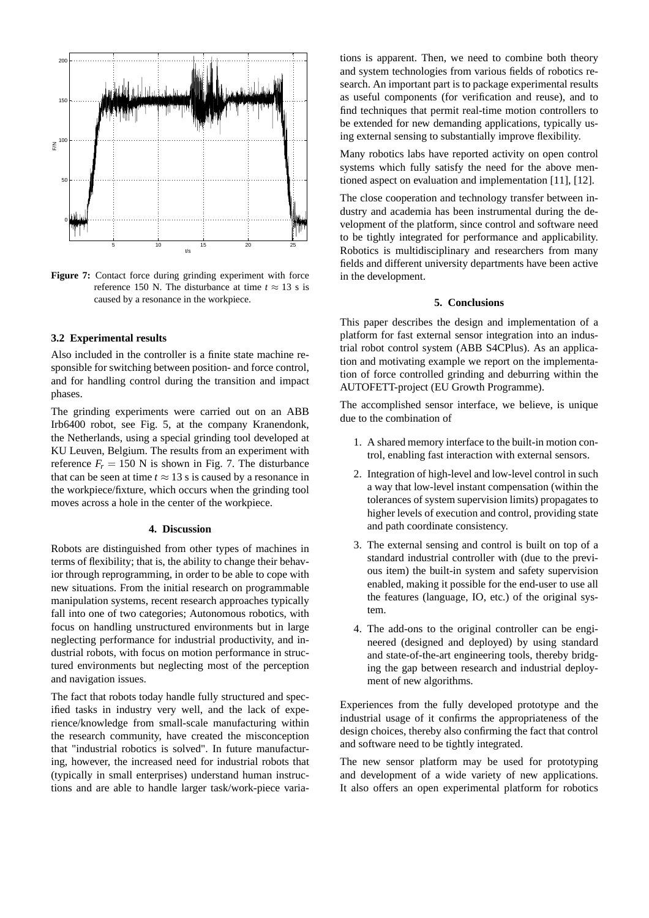**Figure 7:** Contact force during grinding experiment with force reference 150 N. The disturbance at time $t \approx 13$ s is caused by a resonance in the workpiece.

### 3.2 Experimental results

Also included in the controller is a finite state machine responsible for switching between position- and force control, and for handling control during the transition and impact phases.

The grinding experiments were carried out on an ABB Irb6400 robot, see Fig. 5, at the company Kranendonk, the Netherlands, using a special grinding tool developed at KU Leuven, Belgium. The results from an experiment with reference $F_r = 150$ N is shown in Fig. 7. The disturbance that can be seen at time $t \approx 13$ s is caused by a resonance in the workpiece/fixture, which occurs when the grinding tool moves across a hole in the center of the workpiece.

## 4. Discussion

Robots are distinguished from other types of machines in terms of flexibility; that is, the ability to change their behavior through reprogramming, in order to be able to cope with new situations. From the initial research on programmable manipulation systems, recent research approaches typically fall into one of two categories; Autonomous robotics, with focus on handling unstructured environments but in large neglecting performance for industrial productivity, and industrial robots, with focus on motion performance in structured environments but neglecting most of the perception and navigation issues.

The fact that robots today handle fully structured and specified tasks in industry very well, and the lack of experience/knowledge from small-scale manufacturing within the research community, have created the misconception that "industrial robotics is solved". In future manufacturing, however, the increased need for industrial robots that (typically in small enterprises) understand human instructions and are able to handle larger task/work-piece variations is apparent. Then, we need to combine both theory and system technologies from various fields of robotics research. An important part is to package experimental results as useful components (for verification and reuse), and to find techniques that permit real-time motion controllers to be extended for new demanding applications, typically using external sensing to substantially improve flexibility.

Many robotics labs have reported activity on open control systems which fully satisfy the need for the above mentioned aspect on evaluation and implementation [11], [12].

The close cooperation and technology transfer between industry and academia has been instrumental during the development of the platform, since control and software need to be tightly integrated for performance and applicability. Robotics is multidisciplinary and researchers from many fields and different university departments have been active in the development.

## 5. Conclusions

This paper describes the design and implementation of a platform for fast external sensor integration into an industrial robot control system (ABB S4CPlus). As an application and motivating example we report on the implementation of force controlled grinding and deburring within the AUTOFETT-project (EU Growth Programme).

The accomplished sensor interface, we believe, is unique due to the combination of

1. A shared memory interface to the built-in motion control, enabling fast interaction with external sensors.
2. Integration of high-level and low-level control in such a way that low-level instant compensation (within the tolerances of system supervision limits) propagates to higher levels of execution and control, providing state and path coordinate consistency.
3. The external sensing and control is built on top of a standard industrial controller with (due to the previous item) the built-in system and safety supervision enabled, making it possible for the end-user to use all the features (language, IO, etc.) of the original system.
4. The add-ons to the original controller can be engineered (designed and deployed) by using standard and state-of-the-art engineering tools, thereby bridging the gap between research and industrial deployment of new algorithms.

Experiences from the fully developed prototype and the industrial usage of it confirms the appropriateness of the design choices, thereby also confirming the fact that control and software need to be tightly integrated.

The new sensor platform may be used for prototyping and development of a wide variety of new applications. It also offers an open experimental platform for robotics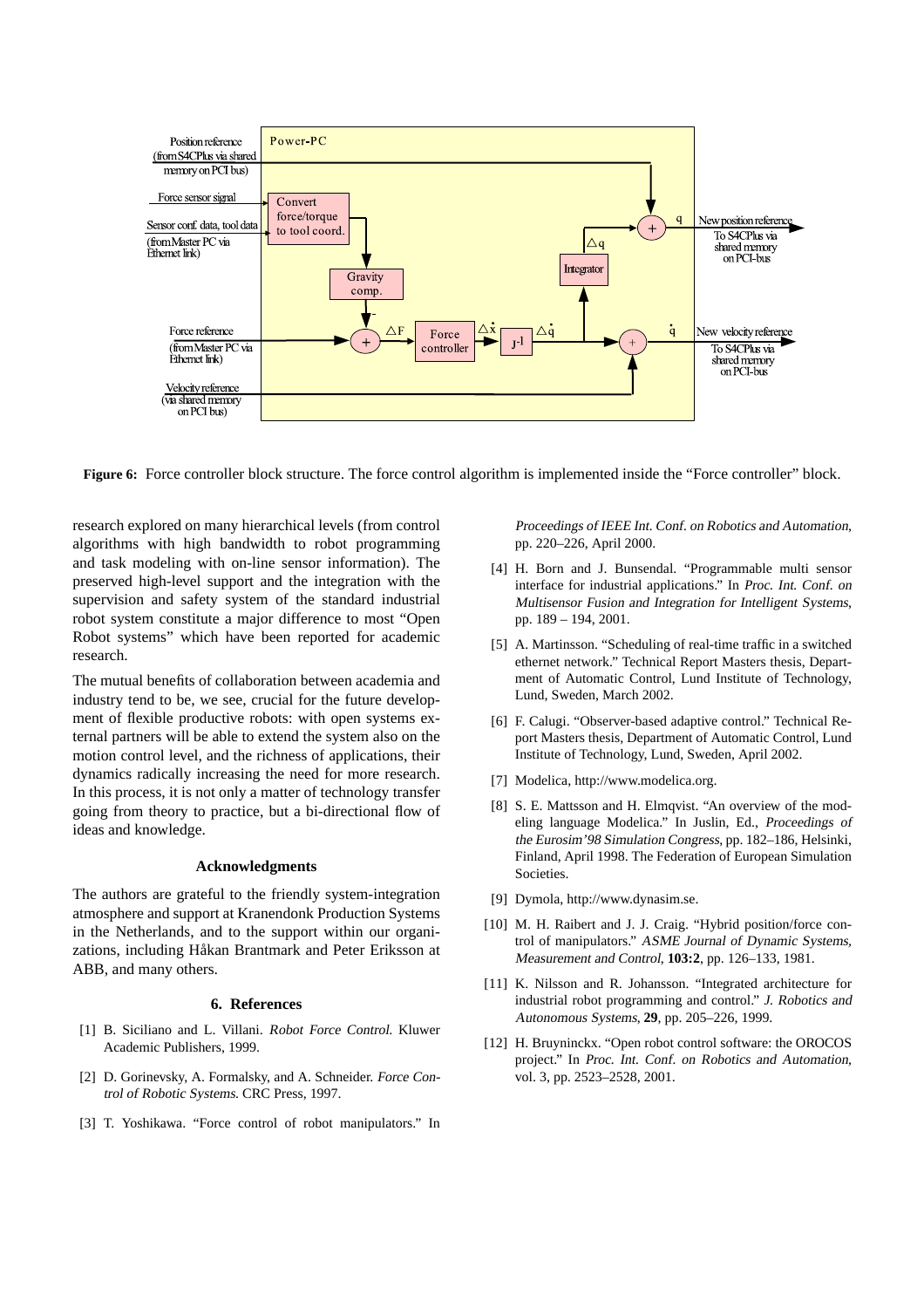Position reference (from S4CPlus via shared memory on PCI bus)

Power-PC

Force sensor signal

Sensor conf. data, tool data (from Master PC via Ethernet link)

Convert force/torque to tool coord.

Gravity comp.

Force reference (from Master PC via Ethernet link)

Velocity reference (via shared memory on PCI bus)

$\triangle F$

Force controller

$\triangle \dot{x}$

$J^{-1}$

$\triangle \dot{q}$

Integrator

$\triangle q$

$q$

New position reference To S4CPlus via shared memory on PCI-bus

$\dot{q}$

New velocity reference To S4CPlus via shared memory on PCI-bus

**Figure 6:** Force controller block structure. The force control algorithm is implemented inside the "Force controller" block.

research explored on many hierarchical levels (from control algorithms with high bandwidth to robot programming and task modeling with on-line sensor information). The preserved high-level support and the integration with the supervision and safety system of the standard industrial robot system constitute a major difference to most "Open Robot systems" which have been reported for academic research.

The mutual benefits of collaboration between academia and industry tend to be, we see, crucial for the future development of flexible productive robots: with open systems external partners will be able to extend the system also on the motion control level, and the richness of applications, their dynamics radically increasing the need for more research. In this process, it is not only a matter of technology transfer going from theory to practice, but a bi-directional flow of ideas and knowledge.

### Acknowledgments

The authors are grateful to the friendly system-integration atmosphere and support at Kranendonk Production Systems in the Netherlands, and to the support within our organizations, including Håkan Brantmark and Peter Eriksson at ABB, and many others.

## 6. References

[1] B. Siciliano and L. Villani. *Robot Force Control*. Kluwer Academic Publishers, 1999.

[2] D. Gorinevsky, A. Formalsky, and A. Schneider. *Force Control of Robotic Systems*. CRC Press, 1997.

[3] T. Yoshikawa. "Force control of robot manipulators." In *Proceedings of IEEE Int. Conf. on Robotics and Automation*, pp. 220–226, April 2000.

[4] H. Born and J. Bunsendal. "Programmable multi sensor interface for industrial applications." In *Proc. Int. Conf. on Multisensor Fusion and Integration for Intelligent Systems*, pp. 189 – 194, 2001.

[5] A. Martinsson. "Scheduling of real-time traffic in a switched ethernet network." Technical Report Masters thesis, Department of Automatic Control, Lund Institute of Technology, Lund, Sweden, March 2002.

[6] F. Calugi. "Observer-based adaptive control." Technical Report Masters thesis, Department of Automatic Control, Lund Institute of Technology, Lund, Sweden, April 2002.

[7] Modelica, http://www.modelica.org.

[8] S. E. Mattsson and H. Elmqvist. "An overview of the modeling language Modelica." In Juslin, Ed., *Proceedings of the Eurosim'98 Simulation Congress*, pp. 182–186, Helsinki, Finland, April 1998. The Federation of European Simulation Societies.

[9] Dymola, http://www.dynasim.se.

[10] M. H. Raibert and J. J. Craig. "Hybrid position/force control of manipulators." *ASME Journal of Dynamic Systems, Measurement and Control*, **103:2**, pp. 126–133, 1981.

[11] K. Nilsson and R. Johansson. "Integrated architecture for industrial robot programming and control." *J. Robotics and Autonomous Systems*, **29**, pp. 205–226, 1999.

[12] H. Bruyninckx. "Open robot control software: the OROCOS project." In *Proc. Int. Conf. on Robotics and Automation*, vol. 3, pp. 2523–2528, 2001.